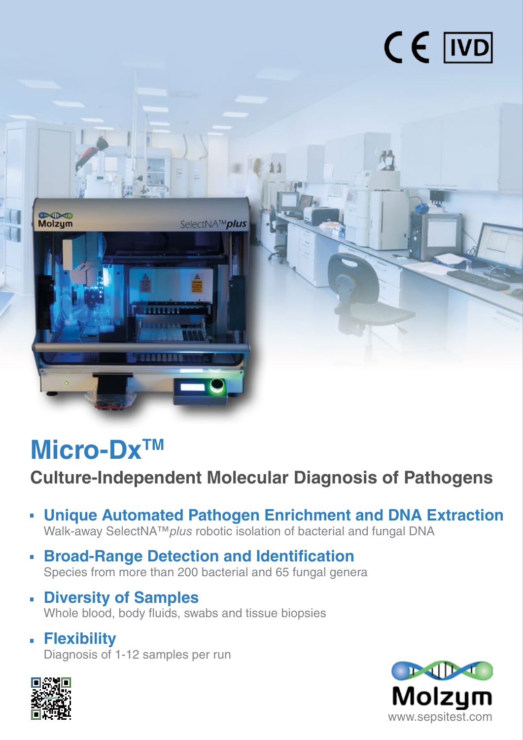# Micro-Dx™

## Culture-Independent Molecular Diagnosis of Pathogens

- **Unique Automated Pathogen Enrichment and DNA Extraction**
  Walk-away SelectNA™*plus* robotic isolation of bacterial and fungal DNA
- **Broad-Range Detection and Identification**
  Species from more than 200 bacterial and 65 fungal genera
- **Diversity of Samples**
  Whole blood, body fluids, swabs and tissue biopsies
- **Flexibility**
  Diagnosis of 1-12 samples per run

Molzym
www.sepsitest.com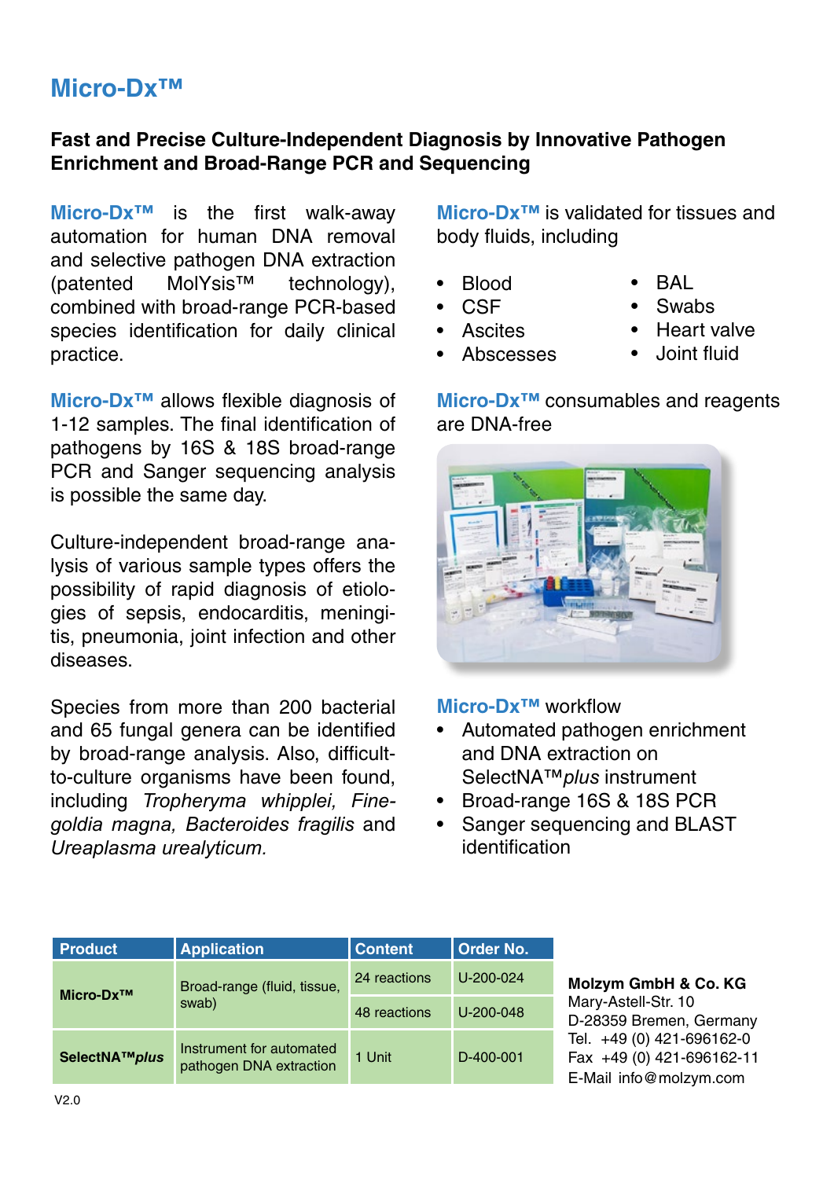# Micro-Dx™

**Fast and Precise Culture-Independent Diagnosis by Innovative Pathogen Enrichment and Broad-Range PCR and Sequencing**

**Micro-Dx™** is the first walk-away automation for human DNA removal and selective pathogen DNA extraction (patented MolYsis™ technology), combined with broad-range PCR-based species identification for daily clinical practice.

**Micro-Dx™** allows flexible diagnosis of 1-12 samples. The final identification of pathogens by 16S & 18S broad-range PCR and Sanger sequencing analysis is possible the same day.

Culture-independent broad-range analysis of various sample types offers the possibility of rapid diagnosis of etiologies of sepsis, endocarditis, meningitis, pneumonia, joint infection and other diseases.

Species from more than 200 bacterial and 65 fungal genera can be identified by broad-range analysis. Also, difficult-to-culture organisms have been found, including *Tropheryma whipplei, Finegoldia magna, Bacteroides fragilis* and *Ureaplasma urealyticum.*

**Micro-Dx™** is validated for tissues and body fluids, including

- Blood
- CSF
- Ascites
- Abscesses
- BAL
- Swabs
- Heart valve
- Joint fluid

**Micro-Dx™** consumables and reagents are DNA-free

**Micro-Dx™** workflow

- Automated pathogen enrichment and DNA extraction on SelectNA™*plus* instrument
- Broad-range 16S & 18S PCR
- Sanger sequencing and BLAST identification

| Product | Application | Content | Order No. |
|---|---|---|---|
| **Micro-Dx™** | Broad-range (fluid, tissue, swab) | 24 reactions | U-200-024 |
| | | 48 reactions | U-200-048 |
| **SelectNA™*plus*** | Instrument for automated pathogen DNA extraction | 1 Unit | D-400-001 |

**Molzym GmbH & Co. KG**
Mary-Astell-Str. 10
D-28359 Bremen, Germany
Tel. +49 (0) 421-696162-0
Fax +49 (0) 421-696162-11
E-Mail info@molzym.com

V2.0